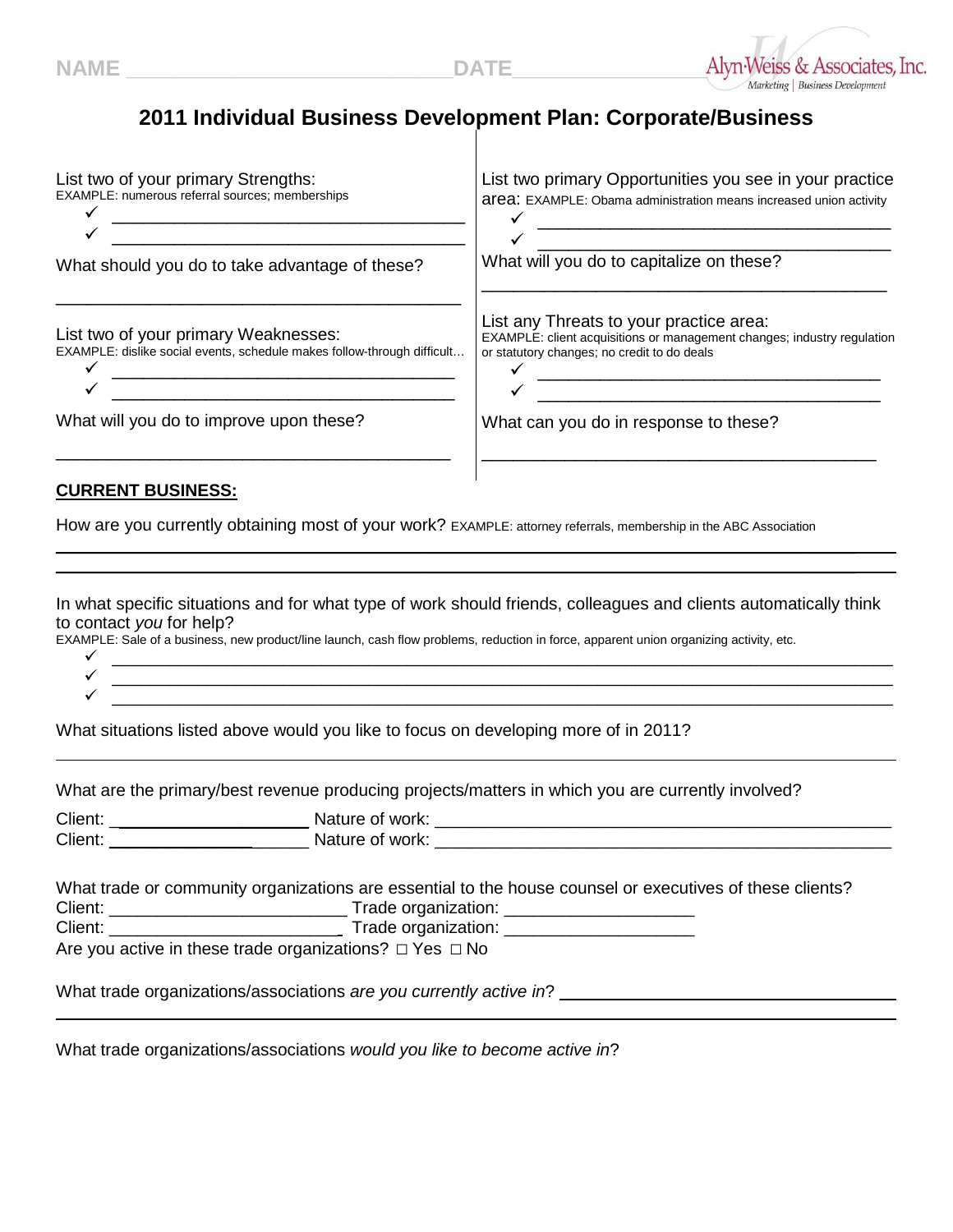NAME ______________________________ DATE ____________________

Alyn-Weiss & Associates, Inc.
Marketing | Business Development

# 2011 Individual Business Development Plan: Corporate/Business

List two of your primary Strengths:
EXAMPLE: numerous referral sources; memberships

- ✓ ______________________________________
- ✓ ______________________________________

What should you do to take advantage of these?

______________________________________

List two of your primary Weaknesses:
EXAMPLE: dislike social events, schedule makes follow-through difficult…

- ✓ ______________________________________
- ✓ ______________________________________

What will you do to improve upon these?

______________________________________

List two primary Opportunities you see in your practice area: EXAMPLE: Obama administration means increased union activity

- ✓ ______________________________________
- ✓ ______________________________________

What will you do to capitalize on these?

______________________________________

List any Threats to your practice area:
EXAMPLE: client acquisitions or management changes; industry regulation or statutory changes; no credit to do deals

- ✓ ______________________________________
- ✓ ______________________________________

What can you do in response to these?

______________________________________

## CURRENT BUSINESS:

How are you currently obtaining most of your work? EXAMPLE: attorney referrals, membership in the ABC Association

______________________________________________________________________________

______________________________________________________________________________

In what specific situations and for what type of work should friends, colleagues and clients automatically think to contact *you* for help?
EXAMPLE: Sale of a business, new product/line launch, cash flow problems, reduction in force, apparent union organizing activity, etc.

- ✓ ______________________________________________________________________
- ✓ ______________________________________________________________________
- ✓ ______________________________________________________________________

What situations listed above would you like to focus on developing more of in 2011?

______________________________________________________________________________

What are the primary/best revenue producing projects/matters in which you are currently involved?

Client: ____________________ Nature of work: ______________________________________________
Client: ____________________ Nature of work: ______________________________________________

What trade or community organizations are essential to the house counsel or executives of these clients?
Client: ________________________ Trade organization: ___________________
Client: ________________________ Trade organization: ___________________
Are you active in these trade organizations? □ Yes □ No

What trade organizations/associations *are you currently active in*? ______________________________

______________________________________________________________________________

What trade organizations/associations *would you like to become active in*?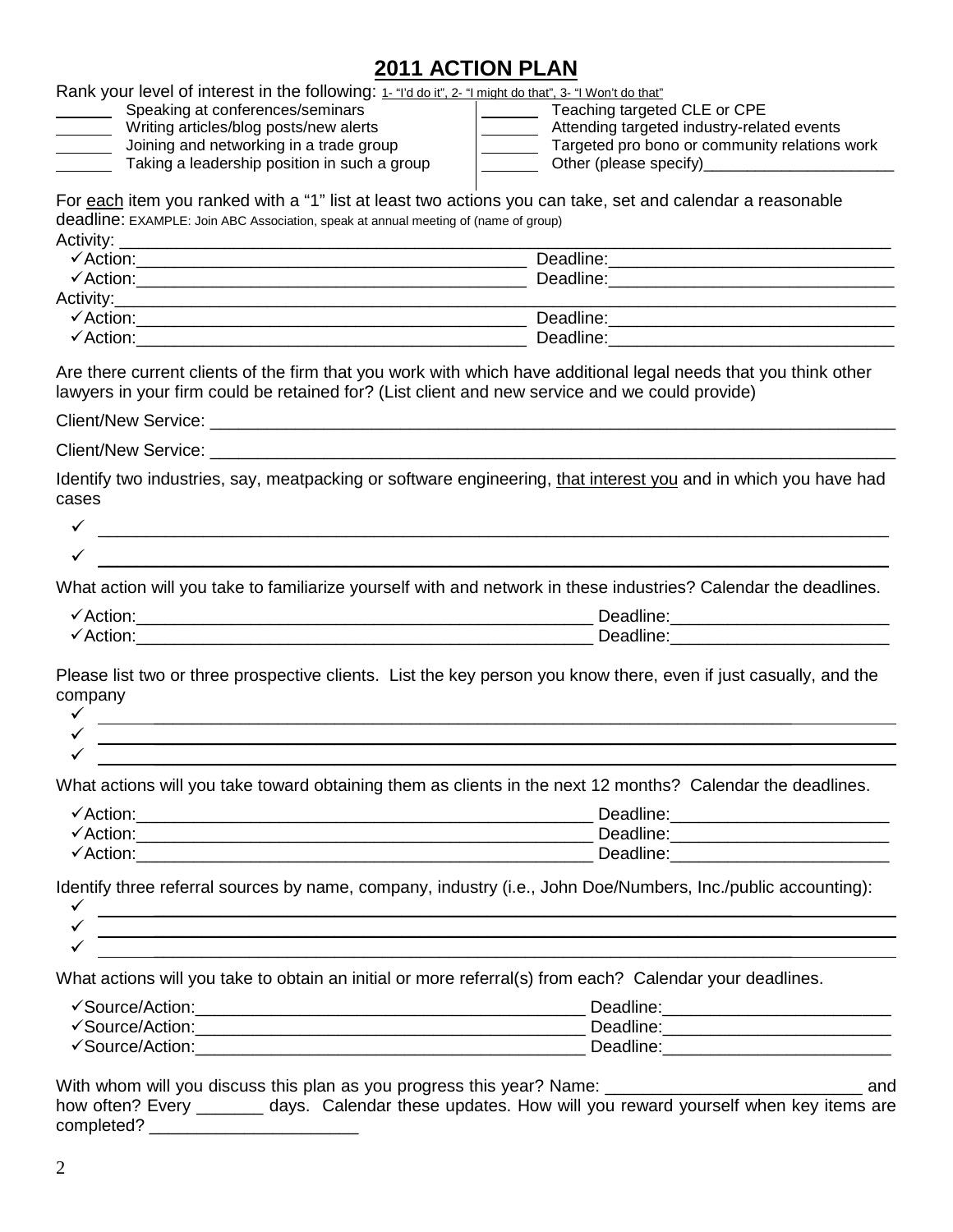# 2011 ACTION PLAN

Rank your level of interest in the following: 1- "I'd do it", 2- "I might do that", 3- "I Won't do that"

______ Speaking at conferences/seminars
______ Writing articles/blog posts/new alerts
______ Joining and networking in a trade group
______ Taking a leadership position in such a group
______ Teaching targeted CLE or CPE
______ Attending targeted industry-related events
______ Targeted pro bono or community relations work
______ Other (please specify)______________________

For each item you ranked with a "1" list at least two actions you can take, set and calendar a reasonable deadline: EXAMPLE: Join ABC Association, speak at annual meeting of (name of group)

Activity: ______________________________________________
- ✓Action:______________________________ Deadline:______________________
- ✓Action:______________________________ Deadline:______________________

Activity:______________________________________________
- ✓Action:______________________________ Deadline:______________________
- ✓Action:______________________________ Deadline:______________________

Are there current clients of the firm that you work with which have additional legal needs that you think other lawyers in your firm could be retained for? (List client and new service and we could provide)

Client/New Service: ______________________________________________

Client/New Service: ______________________________________________

Identify two industries, say, meatpacking or software engineering, that interest you and in which you have had cases

- ✓ ______________________________________________
- ✓ ______________________________________________

What action will you take to familiarize yourself with and network in these industries? Calendar the deadlines.

- ✓Action:______________________________ Deadline:______________________
- ✓Action:______________________________ Deadline:______________________

Please list two or three prospective clients. List the key person you know there, even if just casually, and the company

- ✓ ______________________________________________
- ✓ ______________________________________________
- ✓ ______________________________________________

What actions will you take toward obtaining them as clients in the next 12 months? Calendar the deadlines.

- ✓Action:______________________________ Deadline:______________________
- ✓Action:______________________________ Deadline:______________________
- ✓Action:______________________________ Deadline:______________________

Identify three referral sources by name, company, industry (i.e., John Doe/Numbers, Inc./public accounting):

- ✓ ______________________________________________
- ✓ ______________________________________________
- ✓ ______________________________________________

What actions will you take to obtain an initial or more referral(s) from each? Calendar your deadlines.

- ✓Source/Action:______________________________ Deadline:______________________
- ✓Source/Action:______________________________ Deadline:______________________
- ✓Source/Action:______________________________ Deadline:______________________

With whom will you discuss this plan as you progress this year? Name: ___________________________ and how often? Every _______ days. Calendar these updates. How will you reward yourself when key items are completed? ______________________